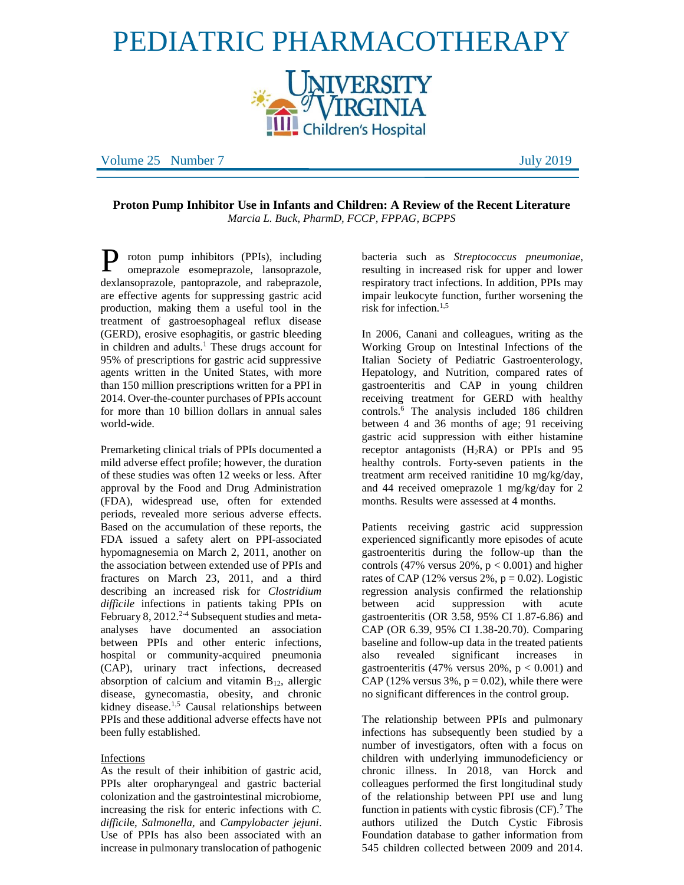# PEDIATRIC PHARMACOTHERAPY

Volume 25 Number 7 July 2019

## Proton Pump Inhibitor Use in Infants and Children: A Review of the Recent Literature

*Marcia L. Buck, PharmD, FCCP, FPPAG, BCPPS*

Proton pump inhibitors (PPIs), including omeprazole esomeprazole, lansoprazole, dexlansoprazole, pantoprazole, and rabeprazole, are effective agents for suppressing gastric acid production, making them a useful tool in the treatment of gastroesophageal reflux disease (GERD), erosive esophagitis, or gastric bleeding in children and adults.[1] These drugs account for 95% of prescriptions for gastric acid suppressive agents written in the United States, with more than 150 million prescriptions written for a PPI in 2014. Over-the-counter purchases of PPIs account for more than 10 billion dollars in annual sales world-wide.

Premarketing clinical trials of PPIs documented a mild adverse effect profile; however, the duration of these studies was often 12 weeks or less. After approval by the Food and Drug Administration (FDA), widespread use, often for extended periods, revealed more serious adverse effects. Based on the accumulation of these reports, the FDA issued a safety alert on PPI-associated hypomagnesemia on March 2, 2011, another on the association between extended use of PPIs and fractures on March 23, 2011, and a third describing an increased risk for *Clostridium difficile* infections in patients taking PPIs on February 8, 2012.[2-4] Subsequent studies and meta-analyses have documented an association between PPIs and other enteric infections, hospital or community-acquired pneumonia (CAP), urinary tract infections, decreased absorption of calcium and vitamin $B_{12}$, allergic disease, gynecomastia, obesity, and chronic kidney disease.[1,5] Causal relationships between PPIs and these additional adverse effects have not been fully established.

### Infections

As the result of their inhibition of gastric acid, PPIs alter oropharyngeal and gastric bacterial colonization and the gastrointestinal microbiome, increasing the risk for enteric infections with *C. difficile*, *Salmonella*, and *Campylobacter jejuni*. Use of PPIs has also been associated with an increase in pulmonary translocation of pathogenic bacteria such as *Streptococcus pneumoniae*, resulting in increased risk for upper and lower respiratory tract infections. In addition, PPIs may impair leukocyte function, further worsening the risk for infection.[1,5]

In 2006, Canani and colleagues, writing as the Working Group on Intestinal Infections of the Italian Society of Pediatric Gastroenterology, Hepatology, and Nutrition, compared rates of gastroenteritis and CAP in young children receiving treatment for GERD with healthy controls.[6] The analysis included 186 children between 4 and 36 months of age; 91 receiving gastric acid suppression with either histamine receptor antagonists ($H_2RA$) or PPIs and 95 healthy controls. Forty-seven patients in the treatment arm received ranitidine 10 mg/kg/day, and 44 received omeprazole 1 mg/kg/day for 2 months. Results were assessed at 4 months.

Patients receiving gastric acid suppression experienced significantly more episodes of acute gastroenteritis during the follow-up than the controls (47% versus 20%, $p < 0.001$) and higher rates of CAP (12% versus 2%, $p = 0.02$). Logistic regression analysis confirmed the relationship between acid suppression with acute gastroenteritis (OR 3.58, 95% CI 1.87-6.86) and CAP (OR 6.39, 95% CI 1.38-20.70). Comparing baseline and follow-up data in the treated patients also revealed significant increases in gastroenteritis (47% versus 20%, $p < 0.001$) and CAP (12% versus 3%, $p = 0.02$), while there were no significant differences in the control group.

The relationship between PPIs and pulmonary infections has subsequently been studied by a number of investigators, often with a focus on children with underlying immunodeficiency or chronic illness. In 2018, van Horck and colleagues performed the first longitudinal study of the relationship between PPI use and lung function in patients with cystic fibrosis (CF).[7] The authors utilized the Dutch Cystic Fibrosis Foundation database to gather information from 545 children collected between 2009 and 2014.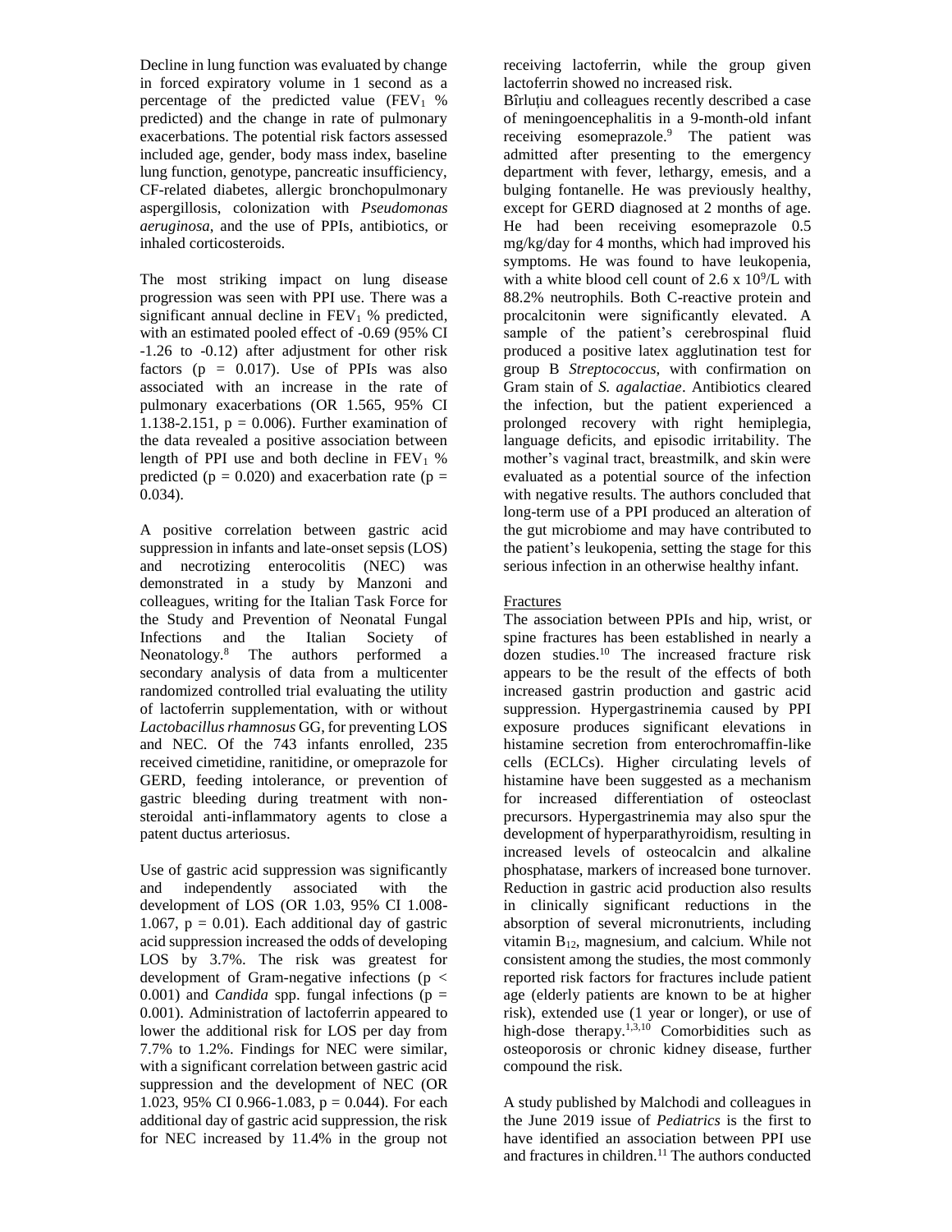Decline in lung function was evaluated by change in forced expiratory volume in 1 second as a percentage of the predicted value ($FEV_1$ % predicted) and the change in rate of pulmonary exacerbations. The potential risk factors assessed included age, gender, body mass index, baseline lung function, genotype, pancreatic insufficiency, CF-related diabetes, allergic bronchopulmonary aspergillosis, colonization with *Pseudomonas aeruginosa*, and the use of PPIs, antibiotics, or inhaled corticosteroids.

The most striking impact on lung disease progression was seen with PPI use. There was a significant annual decline in $FEV_1$ % predicted, with an estimated pooled effect of -0.69 (95% CI -1.26 to -0.12) after adjustment for other risk factors ($p = 0.017$). Use of PPIs was also associated with an increase in the rate of pulmonary exacerbations (OR 1.565, 95% CI 1.138-2.151, $p = 0.006$). Further examination of the data revealed a positive association between length of PPI use and both decline in $FEV_1$ % predicted ($p = 0.020$) and exacerbation rate ($p = 0.034$).

A positive correlation between gastric acid suppression in infants and late-onset sepsis (LOS) and necrotizing enterocolitis (NEC) was demonstrated in a study by Manzoni and colleagues, writing for the Italian Task Force for the Study and Prevention of Neonatal Fungal Infections and the Italian Society of Neonatology.[8] The authors performed a secondary analysis of data from a multicenter randomized controlled trial evaluating the utility of lactoferrin supplementation, with or without *Lactobacillus rhamnosus* GG, for preventing LOS and NEC. Of the 743 infants enrolled, 235 received cimetidine, ranitidine, or omeprazole for GERD, feeding intolerance, or prevention of gastric bleeding during treatment with non-steroidal anti-inflammatory agents to close a patent ductus arteriosus.

Use of gastric acid suppression was significantly and independently associated with the development of LOS (OR 1.03, 95% CI 1.008-1.067, $p = 0.01$). Each additional day of gastric acid suppression increased the odds of developing LOS by 3.7%. The risk was greatest for development of Gram-negative infections ($p < 0.001$) and *Candida* spp. fungal infections ($p = 0.001$). Administration of lactoferrin appeared to lower the additional risk for LOS per day from 7.7% to 1.2%. Findings for NEC were similar, with a significant correlation between gastric acid suppression and the development of NEC (OR 1.023, 95% CI 0.966-1.083, $p = 0.044$). For each additional day of gastric acid suppression, the risk for NEC increased by 11.4% in the group not receiving lactoferrin, while the group given lactoferrin showed no increased risk.

Bîrluțiu and colleagues recently described a case of meningoencephalitis in a 9-month-old infant receiving esomeprazole.[9] The patient was admitted after presenting to the emergency department with fever, lethargy, emesis, and a bulging fontanelle. He was previously healthy, except for GERD diagnosed at 2 months of age. He had been receiving esomeprazole 0.5 mg/kg/day for 4 months, which had improved his symptoms. He was found to have leukopenia, with a white blood cell count of $2.6 \times 10^9$/L with 88.2% neutrophils. Both C-reactive protein and procalcitonin were significantly elevated. A sample of the patient's cerebrospinal fluid produced a positive latex agglutination test for group B *Streptococcus*, with confirmation on Gram stain of *S. agalactiae*. Antibiotics cleared the infection, but the patient experienced a prolonged recovery with right hemiplegia, language deficits, and episodic irritability. The mother's vaginal tract, breastmilk, and skin were evaluated as a potential source of the infection with negative results. The authors concluded that long-term use of a PPI produced an alteration of the gut microbiome and may have contributed to the patient's leukopenia, setting the stage for this serious infection in an otherwise healthy infant.

Fractures

The association between PPIs and hip, wrist, or spine fractures has been established in nearly a dozen studies.[10] The increased fracture risk appears to be the result of the effects of both increased gastrin production and gastric acid suppression. Hypergastrinemia caused by PPI exposure produces significant elevations in histamine secretion from enterochromaffin-like cells (ECLCs). Higher circulating levels of histamine have been suggested as a mechanism for increased differentiation of osteoclast precursors. Hypergastrinemia may also spur the development of hyperparathyroidism, resulting in increased levels of osteocalcin and alkaline phosphatase, markers of increased bone turnover. Reduction in gastric acid production also results in clinically significant reductions in the absorption of several micronutrients, including vitamin $B_{12}$, magnesium, and calcium. While not consistent among the studies, the most commonly reported risk factors for fractures include patient age (elderly patients are known to be at higher risk), extended use (1 year or longer), or use of high-dose therapy.[1,3,10] Comorbidities such as osteoporosis or chronic kidney disease, further compound the risk.

A study published by Malchodi and colleagues in the June 2019 issue of *Pediatrics* is the first to have identified an association between PPI use and fractures in children.[11] The authors conducted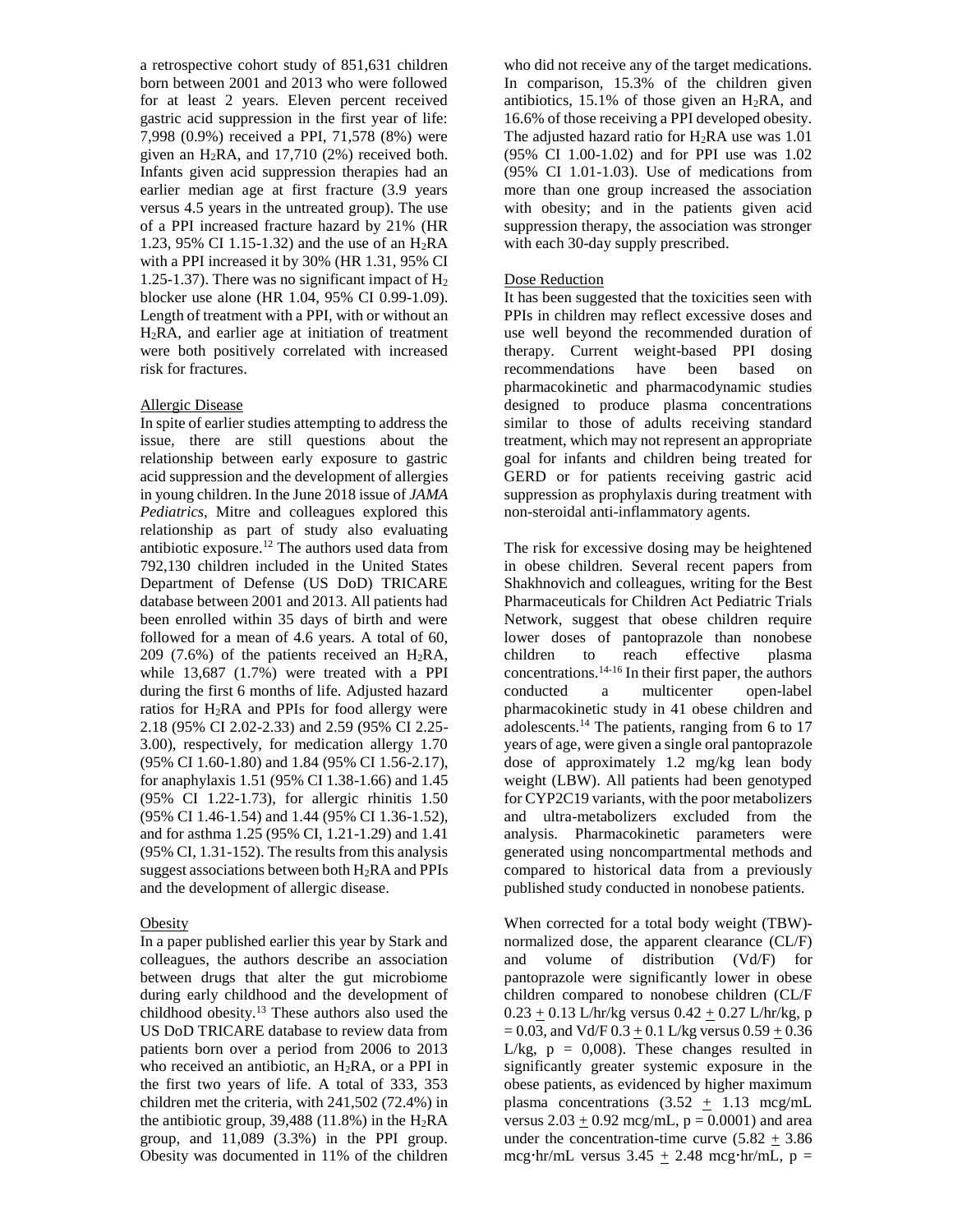a retrospective cohort study of 851,631 children born between 2001 and 2013 who were followed for at least 2 years. Eleven percent received gastric acid suppression in the first year of life: 7,998 (0.9%) received a PPI, 71,578 (8%) were given an $H_2RA$, and 17,710 (2%) received both. Infants given acid suppression therapies had an earlier median age at first fracture (3.9 years versus 4.5 years in the untreated group). The use of a PPI increased fracture hazard by 21% (HR 1.23, 95% CI 1.15-1.32) and the use of an $H_2RA$ with a PPI increased it by 30% (HR 1.31, 95% CI 1.25-1.37). There was no significant impact of $H_2$ blocker use alone (HR 1.04, 95% CI 0.99-1.09). Length of treatment with a PPI, with or without an $H_2RA$, and earlier age at initiation of treatment were both positively correlated with increased risk for fractures.

Allergic Disease

In spite of earlier studies attempting to address the issue, there are still questions about the relationship between early exposure to gastric acid suppression and the development of allergies in young children. In the June 2018 issue of *JAMA Pediatrics*, Mitre and colleagues explored this relationship as part of study also evaluating antibiotic exposure.[12] The authors used data from 792,130 children included in the United States Department of Defense (US DoD) TRICARE database between 2001 and 2013. All patients had been enrolled within 35 days of birth and were followed for a mean of 4.6 years. A total of 60, 209 (7.6%) of the patients received an $H_2RA$, while 13,687 (1.7%) were treated with a PPI during the first 6 months of life. Adjusted hazard ratios for $H_2RA$ and PPIs for food allergy were 2.18 (95% CI 2.02-2.33) and 2.59 (95% CI 2.25-3.00), respectively, for medication allergy 1.70 (95% CI 1.60-1.80) and 1.84 (95% CI 1.56-2.17), for anaphylaxis 1.51 (95% CI 1.38-1.66) and 1.45 (95% CI 1.22-1.73), for allergic rhinitis 1.50 (95% CI 1.46-1.54) and 1.44 (95% CI 1.36-1.52), and for asthma 1.25 (95% CI, 1.21-1.29) and 1.41 (95% CI, 1.31-152). The results from this analysis suggest associations between both $H_2RA$ and PPIs and the development of allergic disease.

Obesity

In a paper published earlier this year by Stark and colleagues, the authors describe an association between drugs that alter the gut microbiome during early childhood and the development of childhood obesity.[13] These authors also used the US DoD TRICARE database to review data from patients born over a period from 2006 to 2013 who received an antibiotic, an $H_2RA$, or a PPI in the first two years of life. A total of 333, 353 children met the criteria, with 241,502 (72.4%) in the antibiotic group, 39,488 (11.8%) in the $H_2RA$ group, and 11,089 (3.3%) in the PPI group. Obesity was documented in 11% of the children who did not receive any of the target medications. In comparison, 15.3% of the children given antibiotics, 15.1% of those given an $H_2RA$, and 16.6% of those receiving a PPI developed obesity. The adjusted hazard ratio for $H_2RA$ use was 1.01 (95% CI 1.00-1.02) and for PPI use was 1.02 (95% CI 1.01-1.03). Use of medications from more than one group increased the association with obesity; and in the patients given acid suppression therapy, the association was stronger with each 30-day supply prescribed.

Dose Reduction

It has been suggested that the toxicities seen with PPIs in children may reflect excessive doses and use well beyond the recommended duration of therapy. Current weight-based PPI dosing recommendations have been based on pharmacokinetic and pharmacodynamic studies designed to produce plasma concentrations similar to those of adults receiving standard treatment, which may not represent an appropriate goal for infants and children being treated for GERD or for patients receiving gastric acid suppression as prophylaxis during treatment with non-steroidal anti-inflammatory agents.

The risk for excessive dosing may be heightened in obese children. Several recent papers from Shakhnovich and colleagues, writing for the Best Pharmaceuticals for Children Act Pediatric Trials Network, suggest that obese children require lower doses of pantoprazole than nonobese children to reach effective plasma concentrations.[14-16] In their first paper, the authors conducted a multicenter open-label pharmacokinetic study in 41 obese children and adolescents.[14] The patients, ranging from 6 to 17 years of age, were given a single oral pantoprazole dose of approximately 1.2 mg/kg lean body weight (LBW). All patients had been genotyped for CYP2C19 variants, with the poor metabolizers and ultra-metabolizers excluded from the analysis. Pharmacokinetic parameters were generated using noncompartmental methods and compared to historical data from a previously published study conducted in nonobese patients.

When corrected for a total body weight (TBW)-normalized dose, the apparent clearance (CL/F) and volume of distribution (Vd/F) for pantoprazole were significantly lower in obese children compared to nonobese children (CL/F $0.23 \pm 0.13$ L/hr/kg versus $0.42 \pm 0.27$ L/hr/kg, p = 0.03, and Vd/F $0.3 \pm 0.1$ L/kg versus $0.59 \pm 0.36$ L/kg, p = 0,008). These changes resulted in significantly greater systemic exposure in the obese patients, as evidenced by higher maximum plasma concentrations ($3.52 \pm 1.13$ mcg/mL versus $2.03 \pm 0.92$ mcg/mL, p = 0.0001) and area under the concentration-time curve ($5.82 \pm 3.86$ mcg·hr/mL versus $3.45 \pm 2.48$ mcg·hr/mL, p =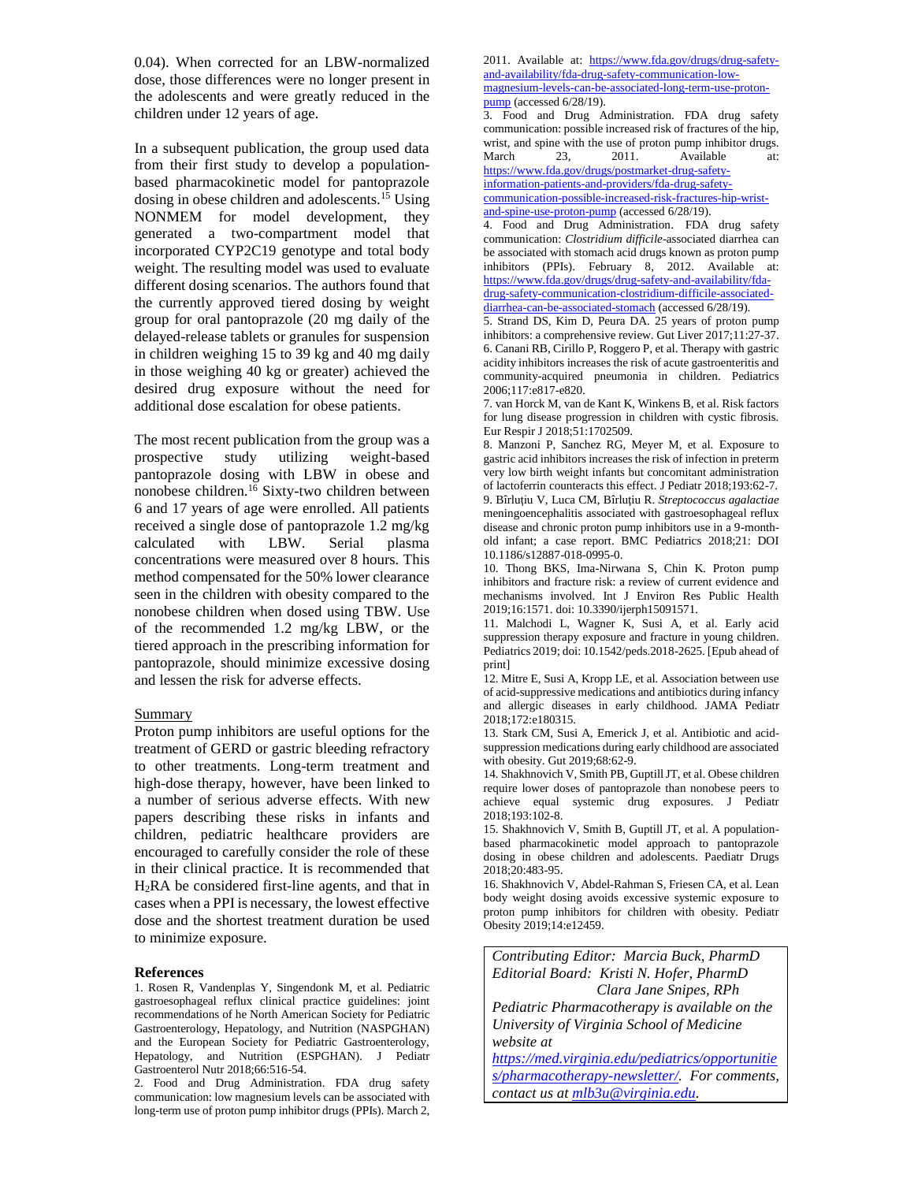0.04). When corrected for an LBW-normalized dose, those differences were no longer present in the adolescents and were greatly reduced in the children under 12 years of age.

In a subsequent publication, the group used data from their first study to develop a population-based pharmacokinetic model for pantoprazole dosing in obese children and adolescents.[15] Using NONMEM for model development, they generated a two-compartment model that incorporated CYP2C19 genotype and total body weight. The resulting model was used to evaluate different dosing scenarios. The authors found that the currently approved tiered dosing by weight group for oral pantoprazole (20 mg daily of the delayed-release tablets or granules for suspension in children weighing 15 to 39 kg and 40 mg daily in those weighing 40 kg or greater) achieved the desired drug exposure without the need for additional dose escalation for obese patients.

The most recent publication from the group was a prospective study utilizing weight-based pantoprazole dosing with LBW in obese and nonobese children.[16] Sixty-two children between 6 and 17 years of age were enrolled. All patients received a single dose of pantoprazole 1.2 mg/kg calculated with LBW. Serial plasma concentrations were measured over 8 hours. This method compensated for the 50% lower clearance seen in the children with obesity compared to the nonobese children when dosed using TBW. Use of the recommended 1.2 mg/kg LBW, or the tiered approach in the prescribing information for pantoprazole, should minimize excessive dosing and lessen the risk for adverse effects.

## Summary

Proton pump inhibitors are useful options for the treatment of GERD or gastric bleeding refractory to other treatments. Long-term treatment and high-dose therapy, however, have been linked to a number of serious adverse effects. With new papers describing these risks in infants and children, pediatric healthcare providers are encouraged to carefully consider the role of these in their clinical practice. It is recommended that $H_2$RA be considered first-line agents, and that in cases when a PPI is necessary, the lowest effective dose and the shortest treatment duration be used to minimize exposure.

## References

1. Rosen R, Vandenplas Y, Singendonk M, et al. Pediatric gastroesophageal reflux clinical practice guidelines: joint recommendations of he North American Society for Pediatric Gastroenterology, Hepatology, and Nutrition (NASPGHAN) and the European Society for Pediatric Gastroenterology, Hepatology, and Nutrition (ESPGHAN). J Pediatr Gastroenterol Nutr 2018;66:516-54.
2. Food and Drug Administration. FDA drug safety communication: low magnesium levels can be associated with long-term use of proton pump inhibitor drugs (PPIs). March 2, 2011. Available at: https://www.fda.gov/drugs/drug-safety-and-availability/fda-drug-safety-communication-low-magnesium-levels-can-be-associated-long-term-use-proton-pump (accessed 6/28/19).
3. Food and Drug Administration. FDA drug safety communication: possible increased risk of fractures of the hip, wrist, and spine with the use of proton pump inhibitor drugs. March 23, 2011. Available at: https://www.fda.gov/drugs/postmarket-drug-safety-information-patients-and-providers/fda-drug-safety-communication-possible-increased-risk-fractures-hip-wrist-and-spine-use-proton-pump (accessed 6/28/19).
4. Food and Drug Administration. FDA drug safety communication: *Clostridium difficile*-associated diarrhea can be associated with stomach acid drugs known as proton pump inhibitors (PPIs). February 8, 2012. Available at: https://www.fda.gov/drugs/drug-safety-and-availability/fda-drug-safety-communication-clostridium-difficile-associated-diarrhea-can-be-associated-stomach (accessed 6/28/19).
5. Strand DS, Kim D, Peura DA. 25 years of proton pump inhibitors: a comprehensive review. Gut Liver 2017;11:27-37.
6. Canani RB, Cirillo P, Roggero P, et al. Therapy with gastric acidity inhibitors increases the risk of acute gastroenteritis and community-acquired pneumonia in children. Pediatrics 2006;117:e817-e820.
7. van Horck M, van de Kant K, Winkens B, et al. Risk factors for lung disease progression in children with cystic fibrosis. Eur Respir J 2018;51:1702509.
8. Manzoni P, Sanchez RG, Meyer M, et al. Exposure to gastric acid inhibitors increases the risk of infection in preterm very low birth weight infants but concomitant administration of lactoferrin counteracts this effect. J Pediatr 2018;193:62-7.
9. Bîrluțiu V, Luca CM, Bîrluțiu R. *Streptococcus agalactiae* meningoencephalitis associated with gastroesophageal reflux disease and chronic proton pump inhibitors use in a 9-month-old infant; a case report. BMC Pediatrics 2018;21: DOI 10.1186/s12887-018-0995-0.
10. Thong BKS, Ima-Nirwana S, Chin K. Proton pump inhibitors and fracture risk: a review of current evidence and mechanisms involved. Int J Environ Res Public Health 2019;16:1571. doi: 10.3390/ijerph15091571.
11. Malchodi L, Wagner K, Susi A, et al. Early acid suppression therapy exposure and fracture in young children. Pediatrics 2019; doi: 10.1542/peds.2018-2625. [Epub ahead of print]
12. Mitre E, Susi A, Kropp LE, et al. Association between use of acid-suppressive medications and antibiotics during infancy and allergic diseases in early childhood. JAMA Pediatr 2018;172:e180315.
13. Stark CM, Susi A, Emerick J, et al. Antibiotic and acid-suppression medications during early childhood are associated with obesity. Gut 2019;68:62-9.
14. Shakhnovich V, Smith PB, Guptill JT, et al. Obese children require lower doses of pantoprazole than nonobese peers to achieve equal systemic drug exposures. J Pediatr 2018;193:102-8.
15. Shakhnovich V, Smith B, Guptill JT, et al. A population-based pharmacokinetic model approach to pantoprazole dosing in obese children and adolescents. Paediatr Drugs 2018;20:483-95.
16. Shakhnovich V, Abdel-Rahman S, Friesen CA, et al. Lean body weight dosing avoids excessive systemic exposure to proton pump inhibitors for children with obesity. Pediatr Obesity 2019;14:e12459.

*Contributing Editor: Marcia Buck, PharmD*
*Editorial Board: Kristi N. Hofer, PharmD*
*Clara Jane Snipes, RPh*
*Pediatric Pharmacotherapy is available on the University of Virginia School of Medicine website at https://med.virginia.edu/pediatrics/opportunities/pharmacotherapy-newsletter/. For comments, contact us at mlb3u@virginia.edu.*